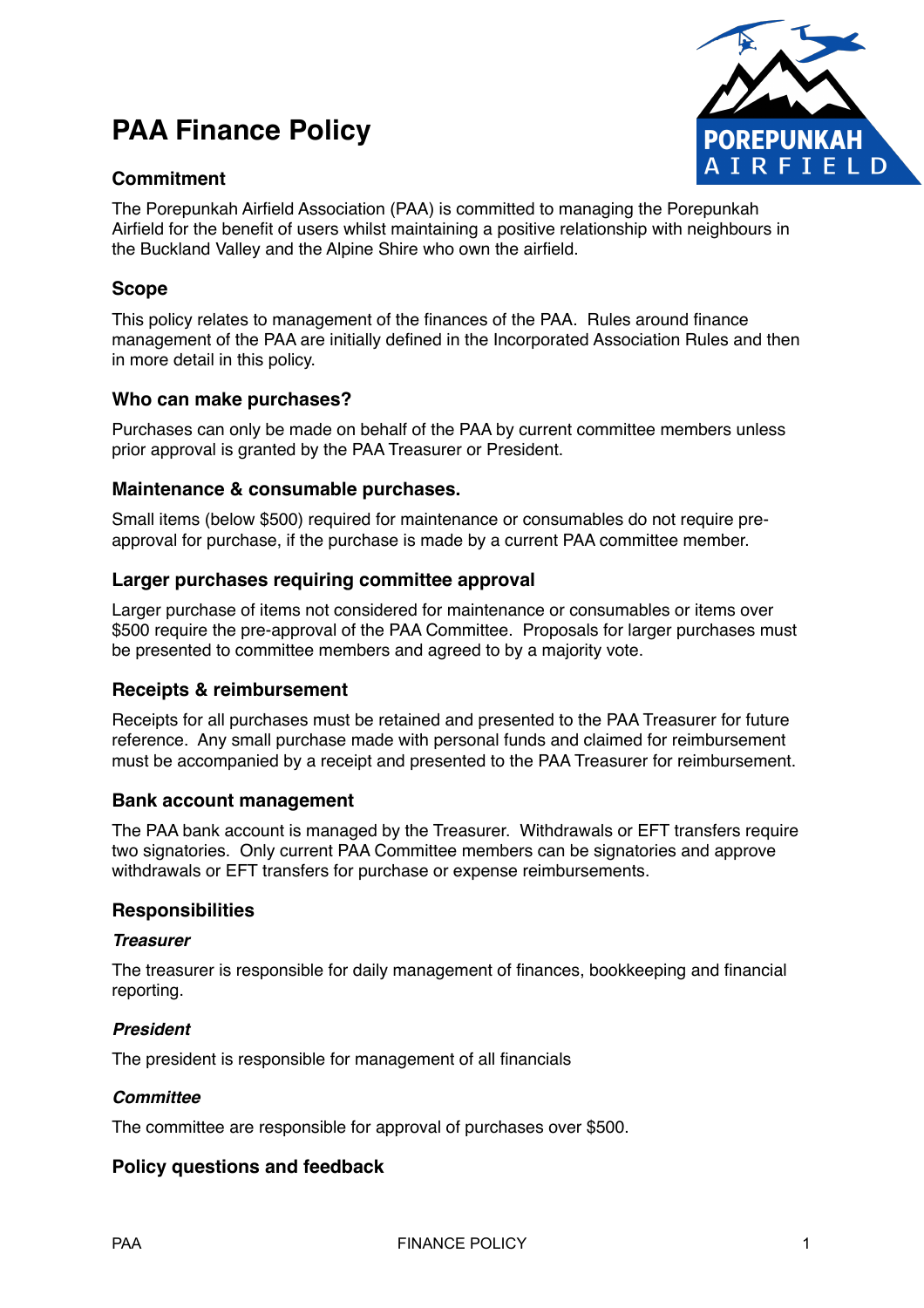# PAA Finance Policy

## Commitment

The Porepunkah Airfield Association (PAA) is committed to managing the Porepunkah Airfield for the benefit of users whilst maintaining a positive relationship with neighbours in the Buckland Valley and the Alpine Shire who own the airfield.

## Scope

This policy relates to management of the finances of the PAA. Rules around finance management of the PAA are initially defined in the Incorporated Association Rules and then in more detail in this policy.

## Who can make purchases?

Purchases can only be made on behalf of the PAA by current committee members unless prior approval is granted by the PAA Treasurer or President.

## Maintenance & consumable purchases.

Small items (below $500) required for maintenance or consumables do not require pre-approval for purchase, if the purchase is made by a current PAA committee member.

## Larger purchases requiring committee approval

Larger purchase of items not considered for maintenance or consumables or items over $500 require the pre-approval of the PAA Committee. Proposals for larger purchases must be presented to committee members and agreed to by a majority vote.

## Receipts & reimbursement

Receipts for all purchases must be retained and presented to the PAA Treasurer for future reference. Any small purchase made with personal funds and claimed for reimbursement must be accompanied by a receipt and presented to the PAA Treasurer for reimbursement.

## Bank account management

The PAA bank account is managed by the Treasurer. Withdrawals or EFT transfers require two signatories. Only current PAA Committee members can be signatories and approve withdrawals or EFT transfers for purchase or expense reimbursements.

## Responsibilities

### *Treasurer*

The treasurer is responsible for daily management of finances, bookkeeping and financial reporting.

### *President*

The president is responsible for management of all financials

### *Committee*

The committee are responsible for approval of purchases over $500.

## Policy questions and feedback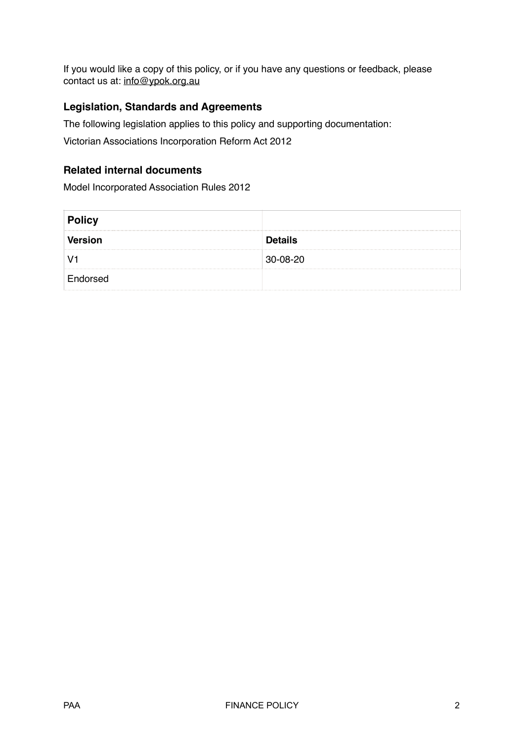If you would like a copy of this policy, or if you have any questions or feedback, please contact us at: info@ypok.org.au

### Legislation, Standards and Agreements

The following legislation applies to this policy and supporting documentation:

Victorian Associations Incorporation Reform Act 2012

### Related internal documents

Model Incorporated Association Rules 2012

| **Policy** | |
|---|---|
| **Version** | **Details** |
| V1 | 30-08-20 |
| Endorsed | |